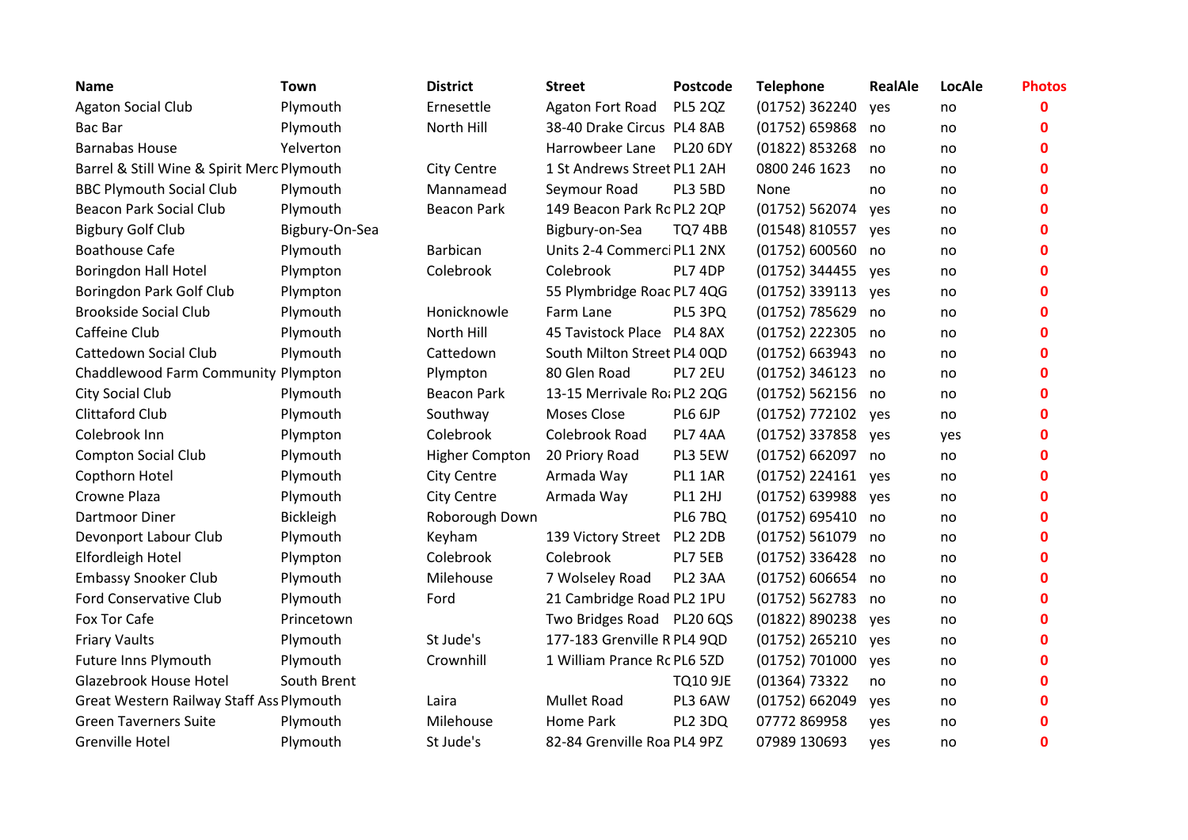| Name | Town | District | Street | Postcode | Telephone | RealAle | LocAle | Photos |
|---|---|---|---|---|---|---|---|---|
| Agaton Social Club | Plymouth | Ernesettle | Agaton Fort Road | PL5 2QZ | (01752) 362240 | yes | no | 0 |
| Bac Bar | Plymouth | North Hill | 38-40 Drake Circus | PL4 8AB | (01752) 659868 | no | no | 0 |
| Barnabas House | Yelverton | | Harrowbeer Lane | PL20 6DY | (01822) 853268 | no | no | 0 |
| Barrel & Still Wine & Spirit Merc | Plymouth | City Centre | 1 St Andrews Street | PL1 2AH | 0800 246 1623 | no | no | 0 |
| BBC Plymouth Social Club | Plymouth | Mannamead | Seymour Road | PL3 5BD | None | no | no | 0 |
| Beacon Park Social Club | Plymouth | Beacon Park | 149 Beacon Park Ro | PL2 2QP | (01752) 562074 | yes | no | 0 |
| Bigbury Golf Club | Bigbury-On-Sea | | Bigbury-on-Sea | TQ7 4BB | (01548) 810557 | yes | no | 0 |
| Boathouse Cafe | Plymouth | Barbican | Units 2-4 Commerci | PL1 2NX | (01752) 600560 | no | no | 0 |
| Boringdon Hall Hotel | Plympton | Colebrook | Colebrook | PL7 4DP | (01752) 344455 | yes | no | 0 |
| Boringdon Park Golf Club | Plympton | | 55 Plymbridge Roac | PL7 4QG | (01752) 339113 | yes | no | 0 |
| Brookside Social Club | Plymouth | Honicknowle | Farm Lane | PL5 3PQ | (01752) 785629 | no | no | 0 |
| Caffeine Club | Plymouth | North Hill | 45 Tavistock Place | PL4 8AX | (01752) 222305 | no | no | 0 |
| Cattedown Social Club | Plymouth | Cattedown | South Milton Street | PL4 0QD | (01752) 663943 | no | no | 0 |
| Chaddlewood Farm Community | Plympton | Plympton | 80 Glen Road | PL7 2EU | (01752) 346123 | no | no | 0 |
| City Social Club | Plymouth | Beacon Park | 13-15 Merrivale Roa | PL2 2QG | (01752) 562156 | no | no | 0 |
| Clittaford Club | Plymouth | Southway | Moses Close | PL6 6JP | (01752) 772102 | yes | no | 0 |
| Colebrook Inn | Plympton | Colebrook | Colebrook Road | PL7 4AA | (01752) 337858 | yes | yes | 0 |
| Compton Social Club | Plymouth | Higher Compton | 20 Priory Road | PL3 5EW | (01752) 662097 | no | no | 0 |
| Copthorn Hotel | Plymouth | City Centre | Armada Way | PL1 1AR | (01752) 224161 | yes | no | 0 |
| Crowne Plaza | Plymouth | City Centre | Armada Way | PL1 2HJ | (01752) 639988 | yes | no | 0 |
| Dartmoor Diner | Bickleigh | Roborough Down | | PL6 7BQ | (01752) 695410 | no | no | 0 |
| Devonport Labour Club | Plymouth | Keyham | 139 Victory Street | PL2 2DB | (01752) 561079 | no | no | 0 |
| Elfordleigh Hotel | Plympton | Colebrook | Colebrook | PL7 5EB | (01752) 336428 | no | no | 0 |
| Embassy Snooker Club | Plymouth | Milehouse | 7 Wolseley Road | PL2 3AA | (01752) 606654 | no | no | 0 |
| Ford Conservative Club | Plymouth | Ford | 21 Cambridge Road | PL2 1PU | (01752) 562783 | no | no | 0 |
| Fox Tor Cafe | Princetown | | Two Bridges Road | PL20 6QS | (01822) 890238 | yes | no | 0 |
| Friary Vaults | Plymouth | St Jude's | 177-183 Grenville R | PL4 9QD | (01752) 265210 | yes | no | 0 |
| Future Inns Plymouth | Plymouth | Crownhill | 1 William Prance Rc | PL6 5ZD | (01752) 701000 | yes | no | 0 |
| Glazebrook House Hotel | South Brent | | | TQ10 9JE | (01364) 73322 | no | no | 0 |
| Great Western Railway Staff Ass | Plymouth | Laira | Mullet Road | PL3 6AW | (01752) 662049 | yes | no | 0 |
| Green Taverners Suite | Plymouth | Milehouse | Home Park | PL2 3DQ | 07772 869958 | yes | no | 0 |
| Grenville Hotel | Plymouth | St Jude's | 82-84 Grenville Roa | PL4 9PZ | 07989 130693 | yes | no | 0 |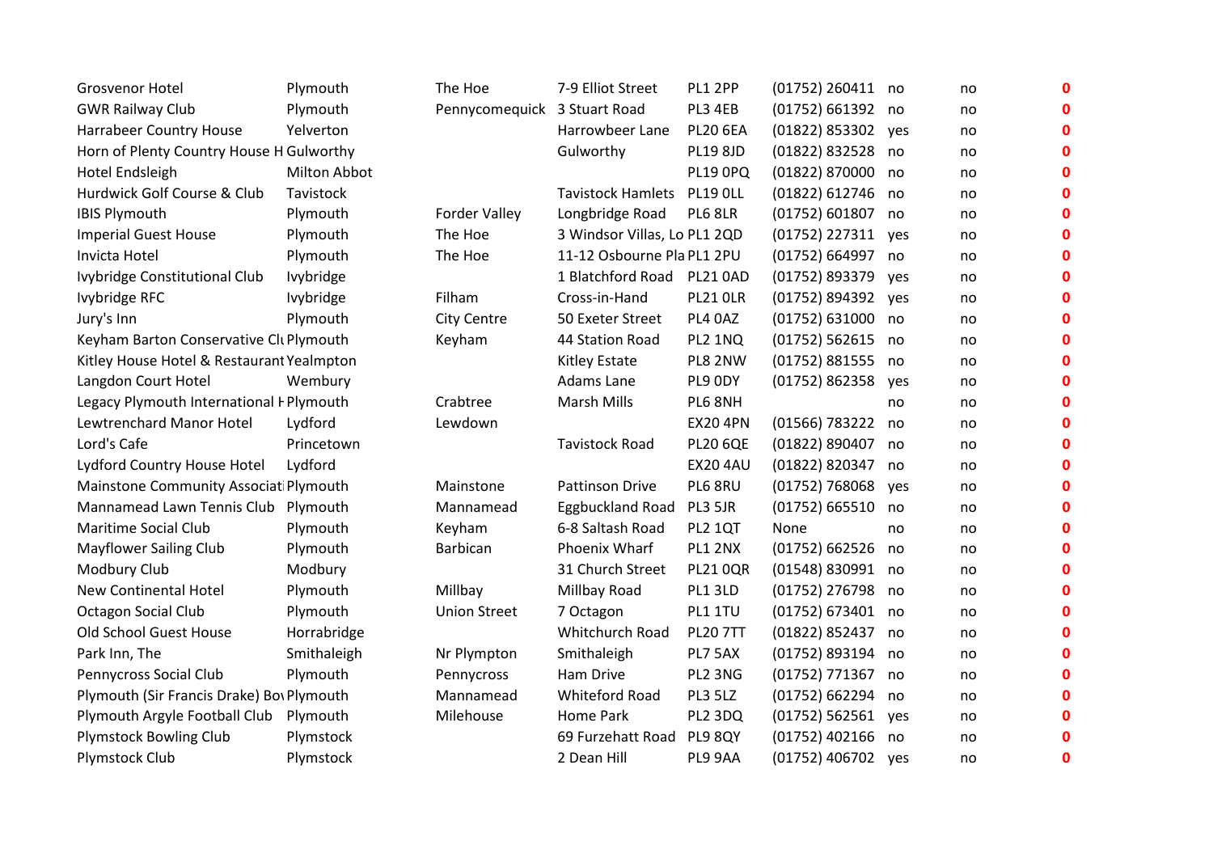| | | | | | | | | |
|---|---|---|---|---|---|---|---|---|
| Grosvenor Hotel | Plymouth | The Hoe | 7-9 Elliot Street | PL1 2PP | (01752) 260411 | no | no | 0 |
| GWR Railway Club | Plymouth | Pennycomequick | 3 Stuart Road | PL3 4EB | (01752) 661392 | no | no | 0 |
| Harrabeer Country House | Yelverton | | Harrowbeer Lane | PL20 6EA | (01822) 853302 | yes | no | 0 |
| Horn of Plenty Country House H | Gulworthy | | Gulworthy | PL19 8JD | (01822) 832528 | no | no | 0 |
| Hotel Endsleigh | Milton Abbot | | | PL19 0PQ | (01822) 870000 | no | no | 0 |
| Hurdwick Golf Course & Club | Tavistock | | Tavistock Hamlets | PL19 0LL | (01822) 612746 | no | no | 0 |
| IBIS Plymouth | Plymouth | Forder Valley | Longbridge Road | PL6 8LR | (01752) 601807 | no | no | 0 |
| Imperial Guest House | Plymouth | The Hoe | 3 Windsor Villas, Lo | PL1 2QD | (01752) 227311 | yes | no | 0 |
| Invicta Hotel | Plymouth | The Hoe | 11-12 Osbourne Pla | PL1 2PU | (01752) 664997 | no | no | 0 |
| Ivybridge Constitutional Club | Ivybridge | | 1 Blatchford Road | PL21 0AD | (01752) 893379 | yes | no | 0 |
| Ivybridge RFC | Ivybridge | Filham | Cross-in-Hand | PL21 0LR | (01752) 894392 | yes | no | 0 |
| Jury's Inn | Plymouth | City Centre | 50 Exeter Street | PL4 0AZ | (01752) 631000 | no | no | 0 |
| Keyham Barton Conservative Clu | Plymouth | Keyham | 44 Station Road | PL2 1NQ | (01752) 562615 | no | no | 0 |
| Kitley House Hotel & Restaurant | Yealmpton | | Kitley Estate | PL8 2NW | (01752) 881555 | no | no | 0 |
| Langdon Court Hotel | Wembury | | Adams Lane | PL9 0DY | (01752) 862358 | yes | no | 0 |
| Legacy Plymouth International H | Plymouth | Crabtree | Marsh Mills | PL6 8NH | | no | no | 0 |
| Lewtrenchard Manor Hotel | Lydford | Lewdown | | EX20 4PN | (01566) 783222 | no | no | 0 |
| Lord's Cafe | Princetown | | Tavistock Road | PL20 6QE | (01822) 890407 | no | no | 0 |
| Lydford Country House Hotel | Lydford | | | EX20 4AU | (01822) 820347 | no | no | 0 |
| Mainstone Community Associati | Plymouth | Mainstone | Pattinson Drive | PL6 8RU | (01752) 768068 | yes | no | 0 |
| Mannamead Lawn Tennis Club | Plymouth | Mannamead | Eggbuckland Road | PL3 5JR | (01752) 665510 | no | no | 0 |
| Maritime Social Club | Plymouth | Keyham | 6-8 Saltash Road | PL2 1QT | None | no | no | 0 |
| Mayflower Sailing Club | Plymouth | Barbican | Phoenix Wharf | PL1 2NX | (01752) 662526 | no | no | 0 |
| Modbury Club | Modbury | | 31 Church Street | PL21 0QR | (01548) 830991 | no | no | 0 |
| New Continental Hotel | Plymouth | Millbay | Millbay Road | PL1 3LD | (01752) 276798 | no | no | 0 |
| Octagon Social Club | Plymouth | Union Street | 7 Octagon | PL1 1TU | (01752) 673401 | no | no | 0 |
| Old School Guest House | Horrabridge | | Whitchurch Road | PL20 7TT | (01822) 852437 | no | no | 0 |
| Park Inn, The | Smithaleigh | Nr Plympton | Smithaleigh | PL7 5AX | (01752) 893194 | no | no | 0 |
| Pennycross Social Club | Plymouth | Pennycross | Ham Drive | PL2 3NG | (01752) 771367 | no | no | 0 |
| Plymouth (Sir Francis Drake) Bo | Plymouth | Mannamead | Whiteford Road | PL3 5LZ | (01752) 662294 | no | no | 0 |
| Plymouth Argyle Football Club | Plymouth | Milehouse | Home Park | PL2 3DQ | (01752) 562561 | yes | no | 0 |
| Plymstock Bowling Club | Plymstock | | 69 Furzehatt Road | PL9 8QY | (01752) 402166 | no | no | 0 |
| Plymstock Club | Plymstock | | 2 Dean Hill | PL9 9AA | (01752) 406702 | yes | no | 0 |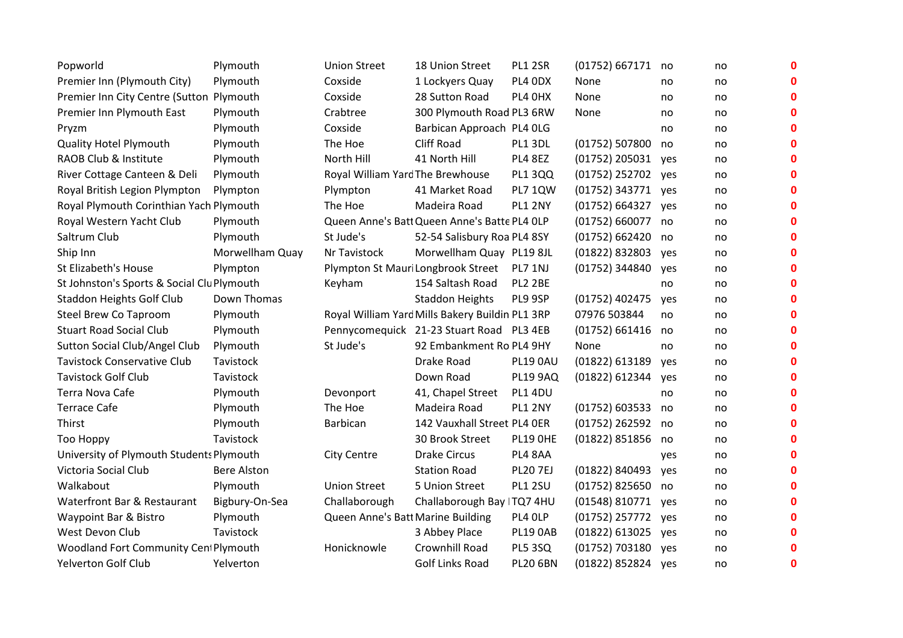| | | | | | | | | |
|---|---|---|---|---|---|---|---|---|
| Popworld | Plymouth | Union Street | 18 Union Street | PL1 2SR | (01752) 667171 | no | no | **0** |
| Premier Inn (Plymouth City) | Plymouth | Coxside | 1 Lockyers Quay | PL4 0DX | None | no | no | **0** |
| Premier Inn City Centre (Sutton | Plymouth | Coxside | 28 Sutton Road | PL4 0HX | None | no | no | **0** |
| Premier Inn Plymouth East | Plymouth | Crabtree | 300 Plymouth Road | PL3 6RW | None | no | no | **0** |
| Pryzm | Plymouth | Coxside | Barbican Approach | PL4 0LG | | no | no | **0** |
| Quality Hotel Plymouth | Plymouth | The Hoe | Cliff Road | PL1 3DL | (01752) 507800 | no | no | **0** |
| RAOB Club & Institute | Plymouth | North Hill | 41 North Hill | PL4 8EZ | (01752) 205031 | yes | no | **0** |
| River Cottage Canteen & Deli | Plymouth | Royal William Yard | The Brewhouse | PL1 3QQ | (01752) 252702 | yes | no | **0** |
| Royal British Legion Plympton | Plympton | Plympton | 41 Market Road | PL7 1QW | (01752) 343771 | yes | no | **0** |
| Royal Plymouth Corinthian Yach | Plymouth | The Hoe | Madeira Road | PL1 2NY | (01752) 664327 | yes | no | **0** |
| Royal Western Yacht Club | Plymouth | Queen Anne's Batt | Queen Anne's Batte | PL4 0LP | (01752) 660077 | no | no | **0** |
| Saltrum Club | Plymouth | St Jude's | 52-54 Salisbury Roa | PL4 8SY | (01752) 662420 | no | no | **0** |
| Ship Inn | Morwellham Quay | Nr Tavistock | Morwellham Quay | PL19 8JL | (01822) 832803 | yes | no | **0** |
| St Elizabeth's House | Plympton | Plympton St Mauri | Longbrook Street | PL7 1NJ | (01752) 344840 | yes | no | **0** |
| St Johnston's Sports & Social Clu | Plymouth | Keyham | 154 Saltash Road | PL2 2BE | | no | no | **0** |
| Staddon Heights Golf Club | Down Thomas | | Staddon Heights | PL9 9SP | (01752) 402475 | yes | no | **0** |
| Steel Brew Co Taproom | Plymouth | Royal William Yard | Mills Bakery Buildin | PL1 3RP | 07976 503844 | no | no | **0** |
| Stuart Road Social Club | Plymouth | Pennycomequick | 21-23 Stuart Road | PL3 4EB | (01752) 661416 | no | no | **0** |
| Sutton Social Club/Angel Club | Plymouth | St Jude's | 92 Embankment Ro | PL4 9HY | None | no | no | **0** |
| Tavistock Conservative Club | Tavistock | | Drake Road | PL19 0AU | (01822) 613189 | yes | no | **0** |
| Tavistock Golf Club | Tavistock | | Down Road | PL19 9AQ | (01822) 612344 | yes | no | **0** |
| Terra Nova Cafe | Plymouth | Devonport | 41, Chapel Street | PL1 4DU | | no | no | **0** |
| Terrace Cafe | Plymouth | The Hoe | Madeira Road | PL1 2NY | (01752) 603533 | no | no | **0** |
| Thirst | Plymouth | Barbican | 142 Vauxhall Street | PL4 0ER | (01752) 262592 | no | no | **0** |
| Too Hoppy | Tavistock | | 30 Brook Street | PL19 0HE | (01822) 851856 | no | no | **0** |
| University of Plymouth Students | Plymouth | City Centre | Drake Circus | PL4 8AA | | yes | no | **0** |
| Victoria Social Club | Bere Alston | | Station Road | PL20 7EJ | (01822) 840493 | yes | no | **0** |
| Walkabout | Plymouth | Union Street | 5 Union Street | PL1 2SU | (01752) 825650 | no | no | **0** |
| Waterfront Bar & Restaurant | Bigbury-On-Sea | Challaborough | Challaborough Bay | TQ7 4HU | (01548) 810771 | yes | no | **0** |
| Waypoint Bar & Bistro | Plymouth | Queen Anne's Batt | Marine Building | PL4 0LP | (01752) 257772 | yes | no | **0** |
| West Devon Club | Tavistock | | 3 Abbey Place | PL19 0AB | (01822) 613025 | yes | no | **0** |
| Woodland Fort Community Cent | Plymouth | Honicknowle | Crownhill Road | PL5 3SQ | (01752) 703180 | yes | no | **0** |
| Yelverton Golf Club | Yelverton | | Golf Links Road | PL20 6BN | (01822) 852824 | yes | no | **0** |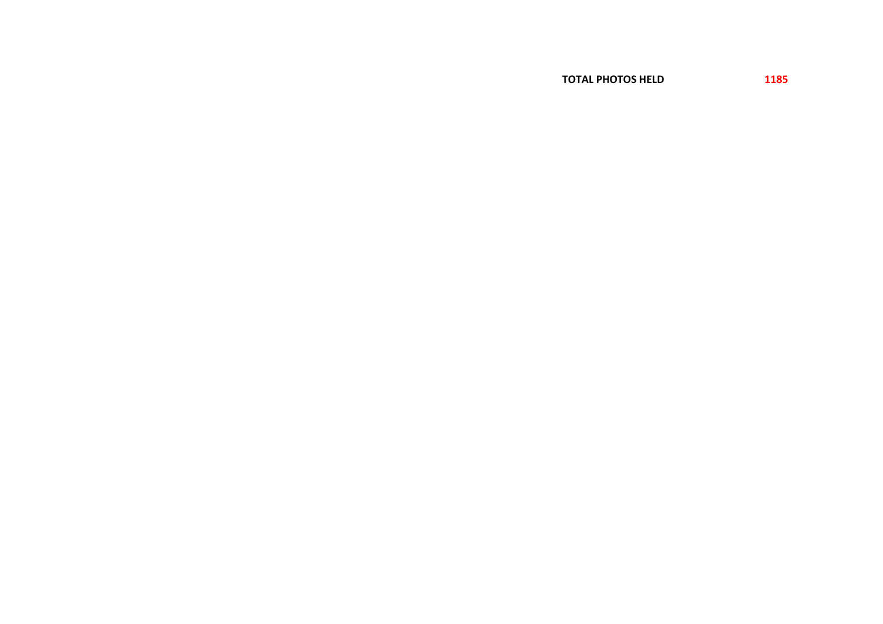**TOTAL PHOTOS HELD** **1185**